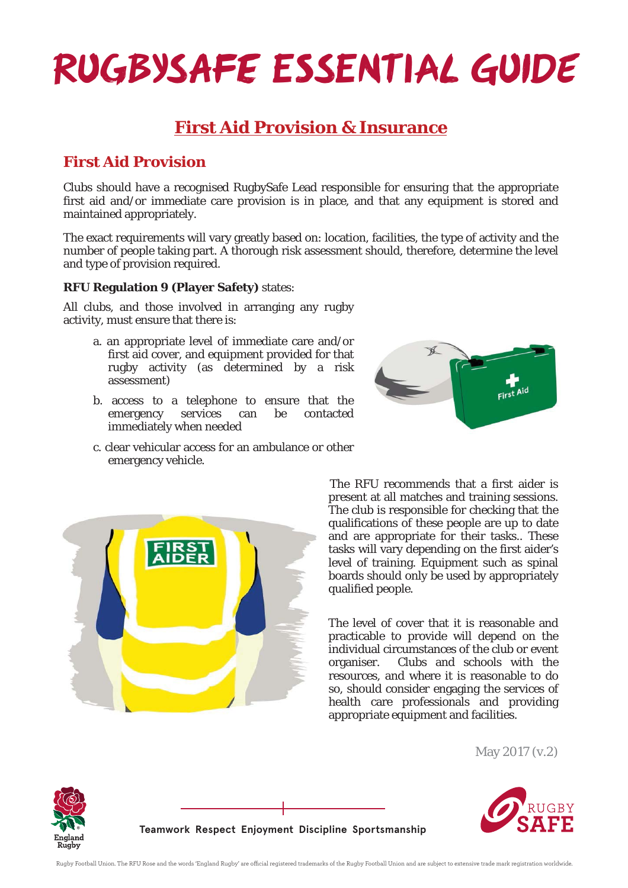# RUGBYSAFE ESSENTIAL GUIDE

## First Aid Provision & Insurance

### First Aid Provision

Clubs should have a recognised RugbySafe Lead responsible for ensuring that the appropriate first aid and/or immediate care provision is in place, and that any equipment is stored and maintained appropriately.

The exact requirements will vary greatly based on: location, facilities, the type of activity and the number of people taking part. A thorough risk assessment should, therefore, determine the level and type of provision required.

**RFU Regulation 9 (Player Safety)** states:

All clubs, and those involved in arranging any rugby activity, must ensure that there is:

a. an appropriate level of immediate care and/or first aid cover, and equipment provided for that rugby activity (as determined by a risk assessment)

b. access to a telephone to ensure that the emergency services can be contacted immediately when needed

c. clear vehicular access for an ambulance or other emergency vehicle.

The RFU recommends that a first aider is present at all matches and training sessions. The club is responsible for checking that the qualifications of these people are up to date and are appropriate for their tasks.. These tasks will vary depending on the first aider's level of training. Equipment such as spinal boards should only be used by appropriately qualified people.

The level of cover that it is reasonable and practicable to provide will depend on the individual circumstances of the club or event organiser. Clubs and schools with the resources, and where it is reasonable to do so, should consider engaging the services of health care professionals and providing appropriate equipment and facilities.

May 2017 (v.2)

Teamwork Respect Enjoyment Discipline Sportsmanship

Rugby Football Union. The RFU Rose and the words 'England Rugby' are official registered trademarks of the Rugby Football Union and are subject to extensive trade mark registration worldwide.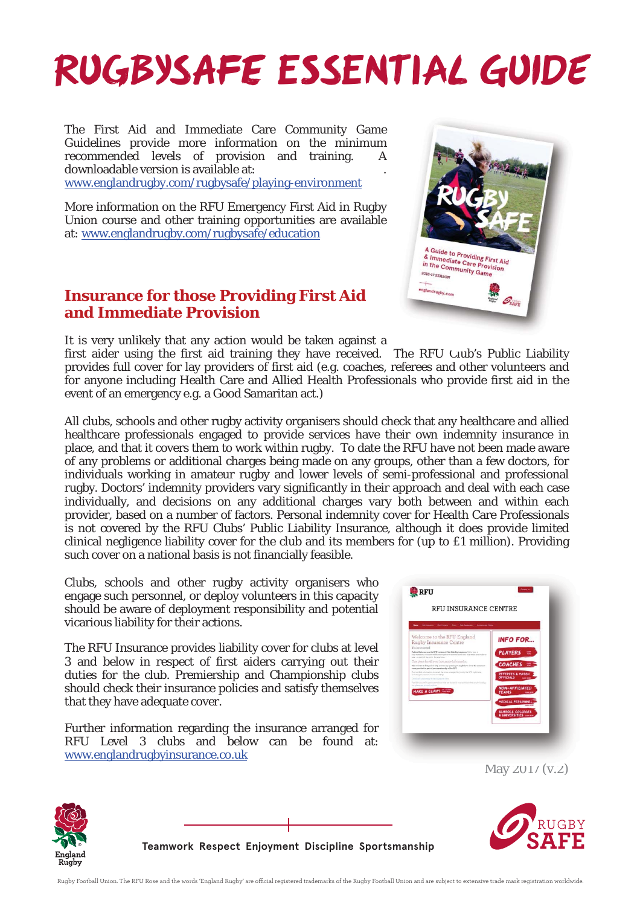# RUGBYSAFE ESSENTIAL GUIDE

The First Aid and Immediate Care Community Game Guidelines provide more information on the minimum recommended levels of provision and training. A downloadable version is available at: www.englandrugby.com/rugbysafe/playing-environment

More information on the RFU Emergency First Aid in Rugby Union course and other training opportunities are available at: www.englandrugby.com/rugbysafe/education

## Insurance for those Providing First Aid and Immediate Provision

It is very unlikely that any action would be taken against a first aider using the first aid training they have received. The RFU Club's Public Liability provides full cover for lay providers of first aid (e.g. coaches, referees and other volunteers and for anyone including Health Care and Allied Health Professionals who provide first aid in the event of an emergency e.g. a Good Samaritan act.)

All clubs, schools and other rugby activity organisers should check that any healthcare and allied healthcare professionals engaged to provide services have their own indemnity insurance in place, and that it covers them to work within rugby. To date the RFU have not been made aware of any problems or additional charges being made on any groups, other than a few doctors, for individuals working in amateur rugby and lower levels of semi-professional and professional rugby. Doctors' indemnity providers vary significantly in their approach and deal with each case individually, and decisions on any additional charges vary both between and within each provider, based on a number of factors. Personal indemnity cover for Health Care Professionals is not covered by the RFU Clubs' Public Liability Insurance, although it does provide limited clinical negligence liability cover for the club and its members for (up to £1 million). Providing such cover on a national basis is not financially feasible.

Clubs, schools and other rugby activity organisers who engage such personnel, or deploy volunteers in this capacity should be aware of deployment responsibility and potential vicarious liability for their actions.

The RFU Insurance provides liability cover for clubs at level 3 and below in respect of first aiders carrying out their duties for the club. Premiership and Championship clubs should check their insurance policies and satisfy themselves that they have adequate cover.

Further information regarding the insurance arranged for RFU Level 3 clubs and below can be found at: www.englandrugbyinsurance.co.uk

May 2017 (v.2)

Teamwork Respect Enjoyment Discipline Sportsmanship

Rugby Football Union. The RFU Rose and the words 'England Rugby' are official registered trademarks of the Rugby Football Union and are subject to extensive trade mark registration worldwide.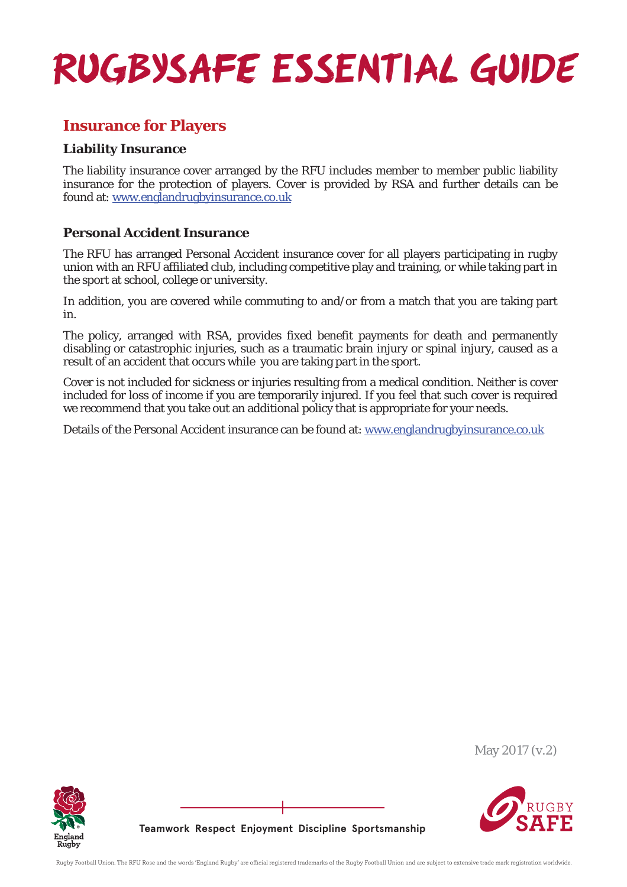# RUGBYSAFE ESSENTIAL GUIDE

## Insurance for Players

### Liability Insurance

The liability insurance cover arranged by the RFU includes member to member public liability insurance for the protection of players. Cover is provided by RSA and further details can be found at: www.englandrugbyinsurance.co.uk

### Personal Accident Insurance

The RFU has arranged Personal Accident insurance cover for all players participating in rugby union with an RFU affiliated club, including competitive play and training, or while taking part in the sport at school, college or university.

In addition, you are covered while commuting to and/or from a match that you are taking part in.

The policy, arranged with RSA, provides fixed benefit payments for death and permanently disabling or catastrophic injuries, such as a traumatic brain injury or spinal injury, caused as a result of an accident that occurs while you are taking part in the sport.

Cover is not included for sickness or injuries resulting from a medical condition. Neither is cover included for loss of income if you are temporarily injured. If you feel that such cover is required we recommend that you take out an additional policy that is appropriate for your needs.

Details of the Personal Accident insurance can be found at: www.englandrugbyinsurance.co.uk

May 2017 (v.2)

Teamwork Respect Enjoyment Discipline Sportsmanship

Rugby Football Union. The RFU Rose and the words 'England Rugby' are official registered trademarks of the Rugby Football Union and are subject to extensive trade mark registration worldwide.